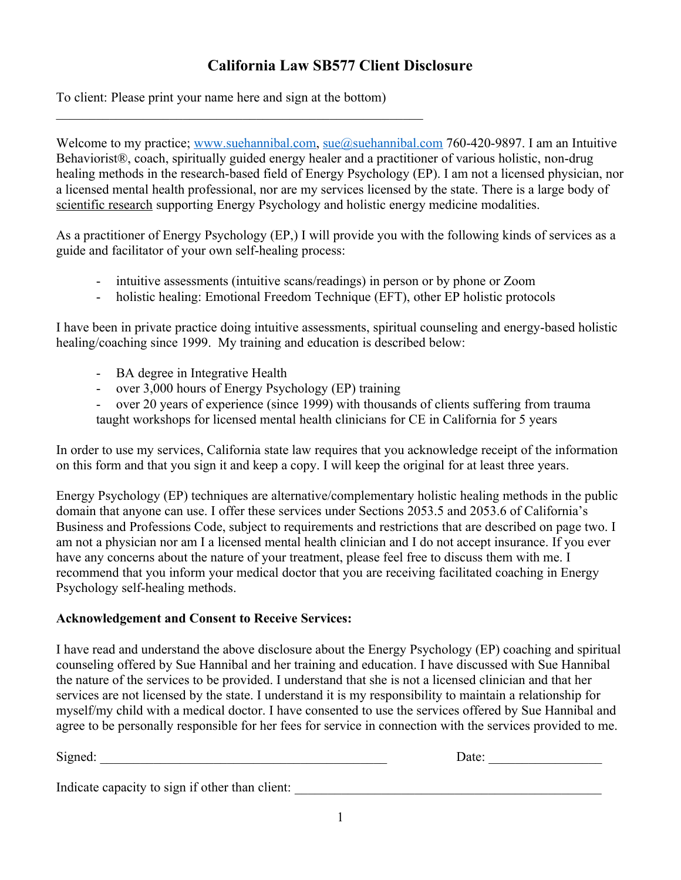# California Law SB577 Client Disclosure

To client: Please print your name here and sign at the bottom)

\_\_\_\_\_\_\_\_\_\_\_\_\_\_\_\_\_\_\_\_\_\_\_\_\_\_\_\_\_\_\_\_\_\_\_\_\_\_\_\_\_\_\_\_\_\_\_\_\_\_\_\_\_\_\_\_

Welcome to my practice; www.suehannibal.com, sue@suehannibal.com 760-420-9897. I am an Intuitive Behaviorist®, coach, spiritually guided energy healer and a practitioner of various holistic, non-drug healing methods in the research-based field of Energy Psychology (EP). I am not a licensed physician, nor a licensed mental health professional, nor are my services licensed by the state. There is a large body of scientific research supporting Energy Psychology and holistic energy medicine modalities.

As a practitioner of Energy Psychology (EP,) I will provide you with the following kinds of services as a guide and facilitator of your own self-healing process:

- intuitive assessments (intuitive scans/readings) in person or by phone or Zoom
- holistic healing: Emotional Freedom Technique (EFT), other EP holistic protocols

I have been in private practice doing intuitive assessments, spiritual counseling and energy-based holistic healing/coaching since 1999. My training and education is described below:

- BA degree in Integrative Health
- over 3,000 hours of Energy Psychology (EP) training
- over 20 years of experience (since 1999) with thousands of clients suffering from trauma taught workshops for licensed mental health clinicians for CE in California for 5 years

In order to use my services, California state law requires that you acknowledge receipt of the information on this form and that you sign it and keep a copy. I will keep the original for at least three years.

Energy Psychology (EP) techniques are alternative/complementary holistic healing methods in the public domain that anyone can use. I offer these services under Sections 2053.5 and 2053.6 of California's Business and Professions Code, subject to requirements and restrictions that are described on page two. I am not a physician nor am I a licensed mental health clinician and I do not accept insurance. If you ever have any concerns about the nature of your treatment, please feel free to discuss them with me. I recommend that you inform your medical doctor that you are receiving facilitated coaching in Energy Psychology self-healing methods.

**Acknowledgement and Consent to Receive Services:**

I have read and understand the above disclosure about the Energy Psychology (EP) coaching and spiritual counseling offered by Sue Hannibal and her training and education. I have discussed with Sue Hannibal the nature of the services to be provided. I understand that she is not a licensed clinician and that her services are not licensed by the state. I understand it is my responsibility to maintain a relationship for myself/my child with a medical doctor. I have consented to use the services offered by Sue Hannibal and agree to be personally responsible for her fees for service in connection with the services provided to me.

Signed: \_\_\_\_\_\_\_\_\_\_\_\_\_\_\_\_\_\_\_\_\_\_\_\_\_\_\_\_\_\_\_\_\_\_\_\_\_\_\_\_\_\_\_ Date: \_\_\_\_\_\_\_\_\_\_\_\_\_\_\_\_\_

Indicate capacity to sign if other than client: \_\_\_\_\_\_\_\_\_\_\_\_\_\_\_\_\_\_\_\_\_\_\_\_\_\_\_\_\_\_\_\_\_\_\_\_\_\_\_\_\_\_\_\_\_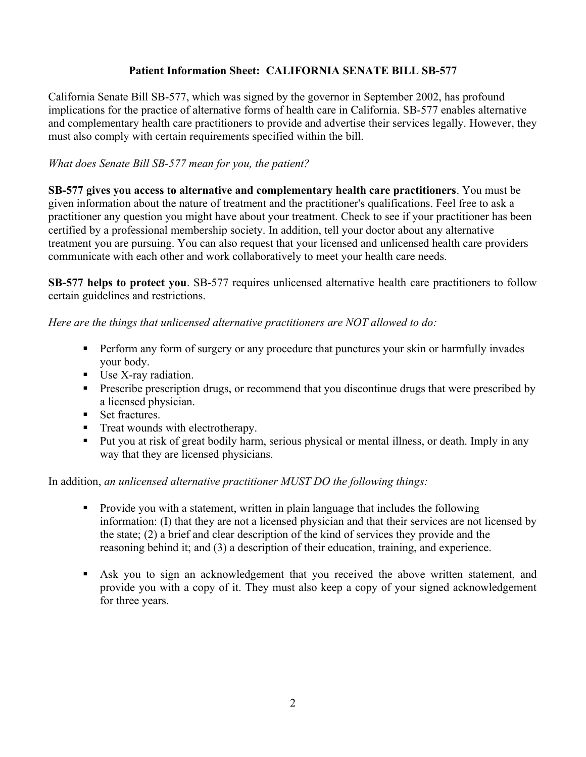## Patient Information Sheet: CALIFORNIA SENATE BILL SB-577

California Senate Bill SB-577, which was signed by the governor in September 2002, has profound implications for the practice of alternative forms of health care in California. SB-577 enables alternative and complementary health care practitioners to provide and advertise their services legally. However, they must also comply with certain requirements specified within the bill.

*What does Senate Bill SB-577 mean for you, the patient?*

**SB-577 gives you access to alternative and complementary health care practitioners**. You must be given information about the nature of treatment and the practitioner's qualifications. Feel free to ask a practitioner any question you might have about your treatment. Check to see if your practitioner has been certified by a professional membership society. In addition, tell your doctor about any alternative treatment you are pursuing. You can also request that your licensed and unlicensed health care providers communicate with each other and work collaboratively to meet your health care needs.

**SB-577 helps to protect you**. SB-577 requires unlicensed alternative health care practitioners to follow certain guidelines and restrictions.

*Here are the things that unlicensed alternative practitioners are NOT allowed to do:*

- Perform any form of surgery or any procedure that punctures your skin or harmfully invades your body.
- Use X-ray radiation.
- Prescribe prescription drugs, or recommend that you discontinue drugs that were prescribed by a licensed physician.
- Set fractures.
- Treat wounds with electrotherapy.
- Put you at risk of great bodily harm, serious physical or mental illness, or death. Imply in any way that they are licensed physicians.

In addition, *an unlicensed alternative practitioner MUST DO the following things:*

- Provide you with a statement, written in plain language that includes the following information: (I) that they are not a licensed physician and that their services are not licensed by the state; (2) a brief and clear description of the kind of services they provide and the reasoning behind it; and (3) a description of their education, training, and experience.

- Ask you to sign an acknowledgement that you received the above written statement, and provide you with a copy of it. They must also keep a copy of your signed acknowledgement for three years.